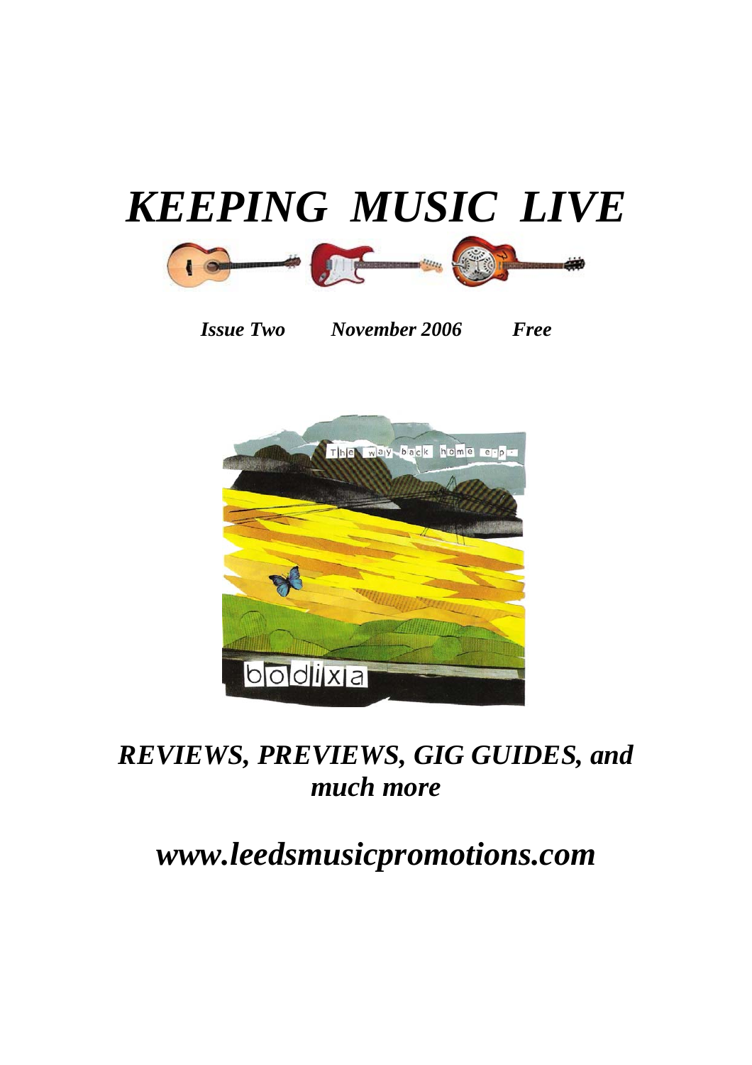# *KEEPING MUSIC LIVE*

*Issue Two* *November 2006* *Free*

## *REVIEWS, PREVIEWS, GIG GUIDES, and much more*

## *www.leedsmusicpromotions.com*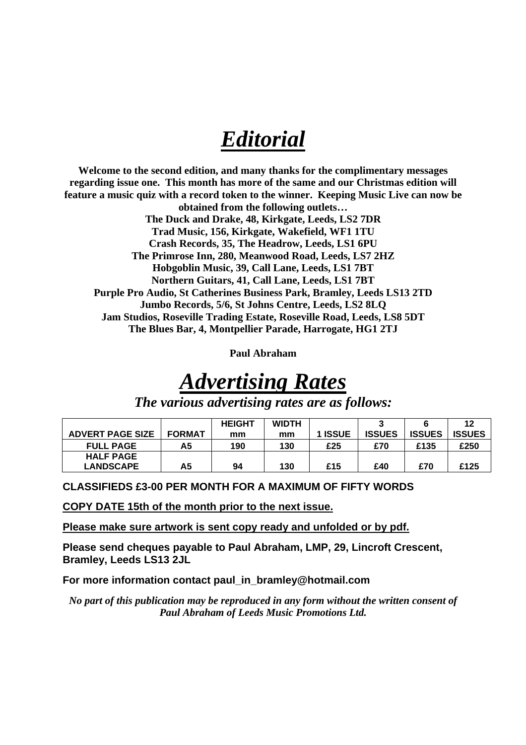# ***Editorial***

**Welcome to the second edition, and many thanks for the complimentary messages regarding issue one. This month has more of the same and our Christmas edition will feature a music quiz with a record token to the winner. Keeping Music Live can now be obtained from the following outlets…**

**The Duck and Drake, 48, Kirkgate, Leeds, LS2 7DR**
**Trad Music, 156, Kirkgate, Wakefield, WF1 1TU**
**Crash Records, 35, The Headrow, Leeds, LS1 6PU**
**The Primrose Inn, 280, Meanwood Road, Leeds, LS7 2HZ**
**Hobgoblin Music, 39, Call Lane, Leeds, LS1 7BT**
**Northern Guitars, 41, Call Lane, Leeds, LS1 7BT**
**Purple Pro Audio, St Catherines Business Park, Bramley, Leeds LS13 2TD**
**Jumbo Records, 5/6, St Johns Centre, Leeds, LS2 8LQ**
**Jam Studios, Roseville Trading Estate, Roseville Road, Leeds, LS8 5DT**
**The Blues Bar, 4, Montpellier Parade, Harrogate, HG1 2TJ**

**Paul Abraham**

# ***Advertising Rates***

***The various advertising rates are as follows:***

| ADVERT PAGE SIZE | FORMAT | HEIGHT mm | WIDTH mm | 1 ISSUE | 3 ISSUES | 6 ISSUES | 12 ISSUES |
|---|---|---|---|---|---|---|---|
| FULL PAGE | A5 | 190 | 130 | £25 | £70 | £135 | £250 |
| HALF PAGE LANDSCAPE | A5 | 94 | 130 | £15 | £40 | £70 | £125 |

**CLASSIFIEDS £3-00 PER MONTH FOR A MAXIMUM OF FIFTY WORDS**

**<u>COPY DATE 15th of the month prior to the next issue.</u>**

**<u>Please make sure artwork is sent copy ready and unfolded or by pdf.</u>**

**Please send cheques payable to Paul Abraham, LMP, 29, Lincroft Crescent, Bramley, Leeds LS13 2JL**

**For more information contact paul_in_bramley@hotmail.com**

***No part of this publication may be reproduced in any form without the written consent of Paul Abraham of Leeds Music Promotions Ltd.***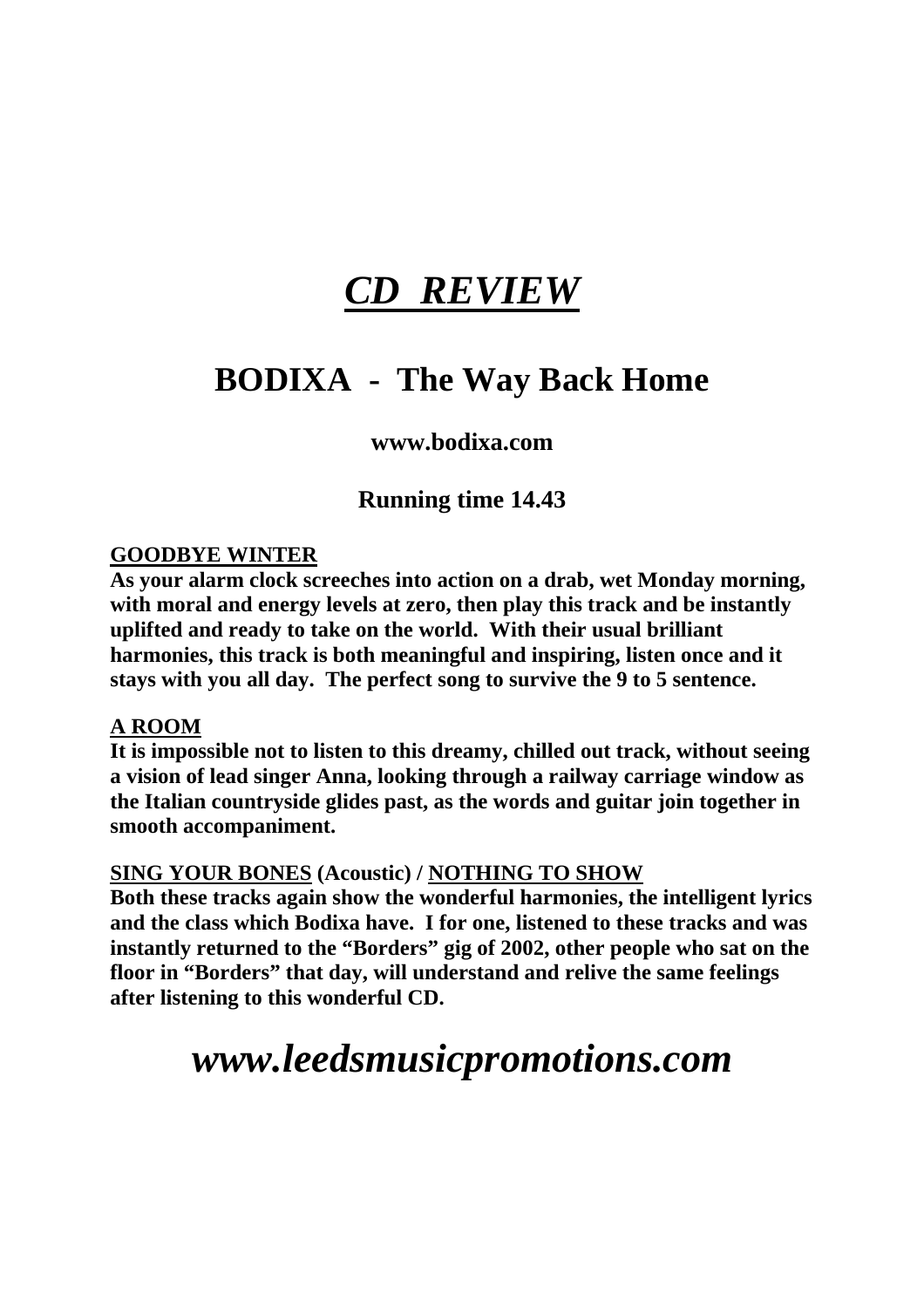# ***CD REVIEW***

## BODIXA - The Way Back Home

**www.bodixa.com**

**Running time 14.43**

**GOODBYE WINTER**

**As your alarm clock screeches into action on a drab, wet Monday morning, with moral and energy levels at zero, then play this track and be instantly uplifted and ready to take on the world. With their usual brilliant harmonies, this track is both meaningful and inspiring, listen once and it stays with you all day. The perfect song to survive the 9 to 5 sentence.**

**A ROOM**

**It is impossible not to listen to this dreamy, chilled out track, without seeing a vision of lead singer Anna, looking through a railway carriage window as the Italian countryside glides past, as the words and guitar join together in smooth accompaniment.**

**SING YOUR BONES (Acoustic) / NOTHING TO SHOW**

**Both these tracks again show the wonderful harmonies, the intelligent lyrics and the class which Bodixa have. I for one, listened to these tracks and was instantly returned to the "Borders" gig of 2002, other people who sat on the floor in "Borders" that day, will understand and relive the same feelings after listening to this wonderful CD.**

# ***www.leedsmusicpromotions.com***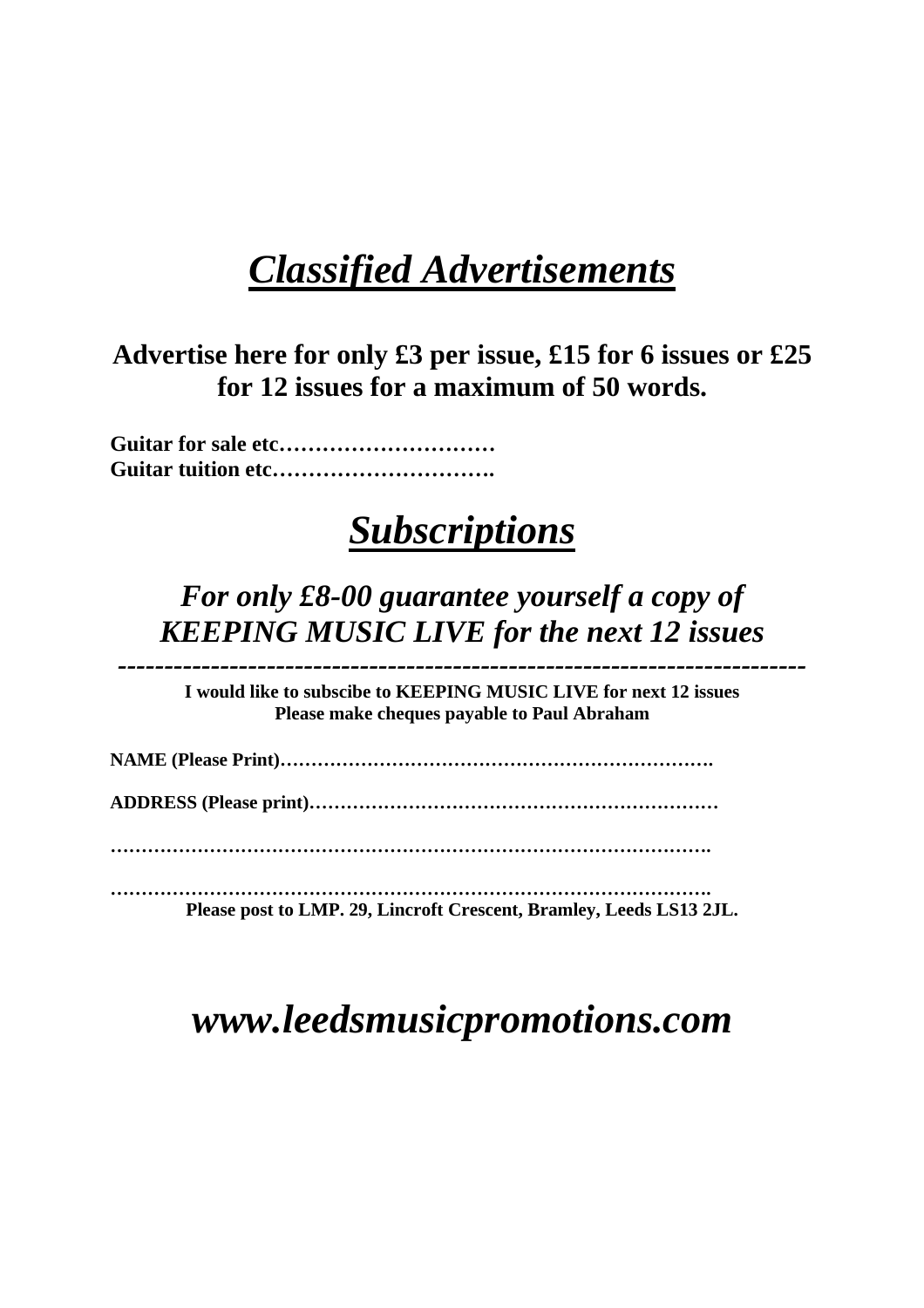# ***Classified Advertisements***

**Advertise here for only £3 per issue, £15 for 6 issues or £25 for 12 issues for a maximum of 50 words.**

**Guitar for sale etc…………………………**
**Guitar tuition etc………………………….**

# ***Subscriptions***

## *For only £8-00 guarantee yourself a copy of KEEPING MUSIC LIVE for the next 12 issues*

-----------------------------------------------------------------------

**I would like to subscibe to KEEPING MUSIC LIVE for next 12 issues**
**Please make cheques payable to Paul Abraham**

**NAME (Please Print)…………………………………………………………….**

**ADDRESS (Please print)…………………………………………………………**

**……………………………………………………………………………………….**

**……………………………………………………………………………………….**

**Please post to LMP. 29, Lincroft Crescent, Bramley, Leeds LS13 2JL.**

## ***www.leedsmusicpromotions.com***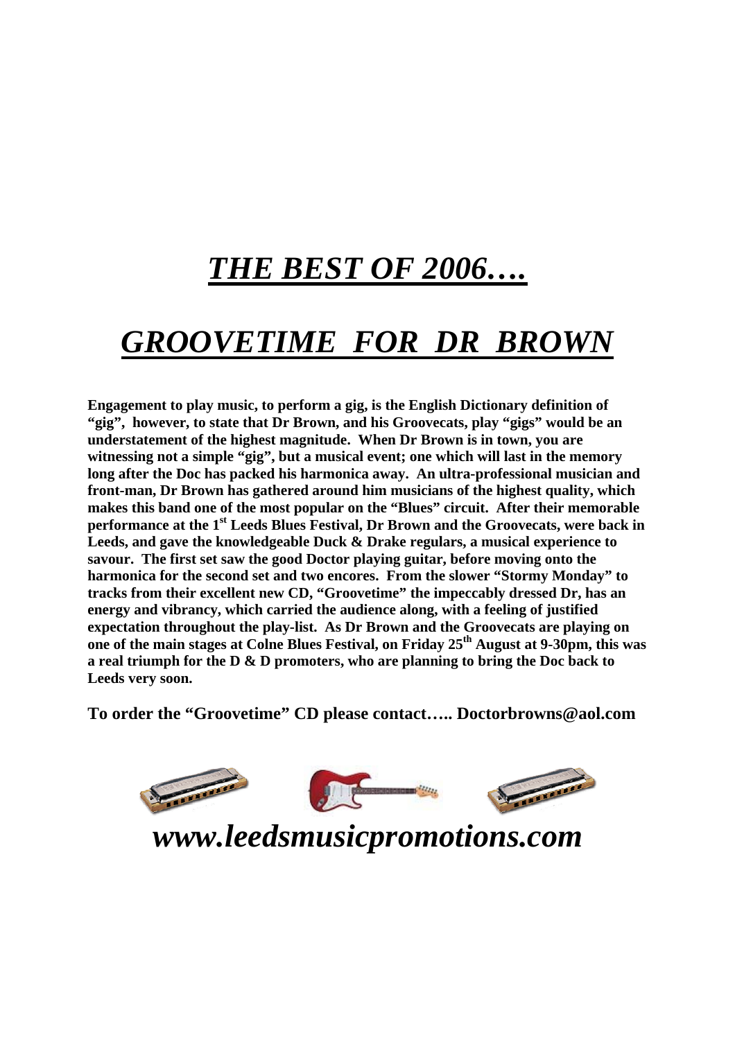# *THE BEST OF 2006….*

# *GROOVETIME FOR DR BROWN*

**Engagement to play music, to perform a gig, is the English Dictionary definition of "gig", however, to state that Dr Brown, and his Groovecats, play "gigs" would be an understatement of the highest magnitude. When Dr Brown is in town, you are witnessing not a simple "gig", but a musical event; one which will last in the memory long after the Doc has packed his harmonica away. An ultra-professional musician and front-man, Dr Brown has gathered around him musicians of the highest quality, which makes this band one of the most popular on the "Blues" circuit. After their memorable performance at the 1st Leeds Blues Festival, Dr Brown and the Groovecats, were back in Leeds, and gave the knowledgeable Duck & Drake regulars, a musical experience to savour. The first set saw the good Doctor playing guitar, before moving onto the harmonica for the second set and two encores. From the slower "Stormy Monday" to tracks from their excellent new CD, "Groovetime" the impeccably dressed Dr, has an energy and vibrancy, which carried the audience along, with a feeling of justified expectation throughout the play-list. As Dr Brown and the Groovecats are playing on one of the main stages at Colne Blues Festival, on Friday 25th August at 9-30pm, this was a real triumph for the D & D promoters, who are planning to bring the Doc back to Leeds very soon.**

**To order the "Groovetime" CD please contact….. Doctorbrowns@aol.com**

***www.leedsmusicpromotions.com***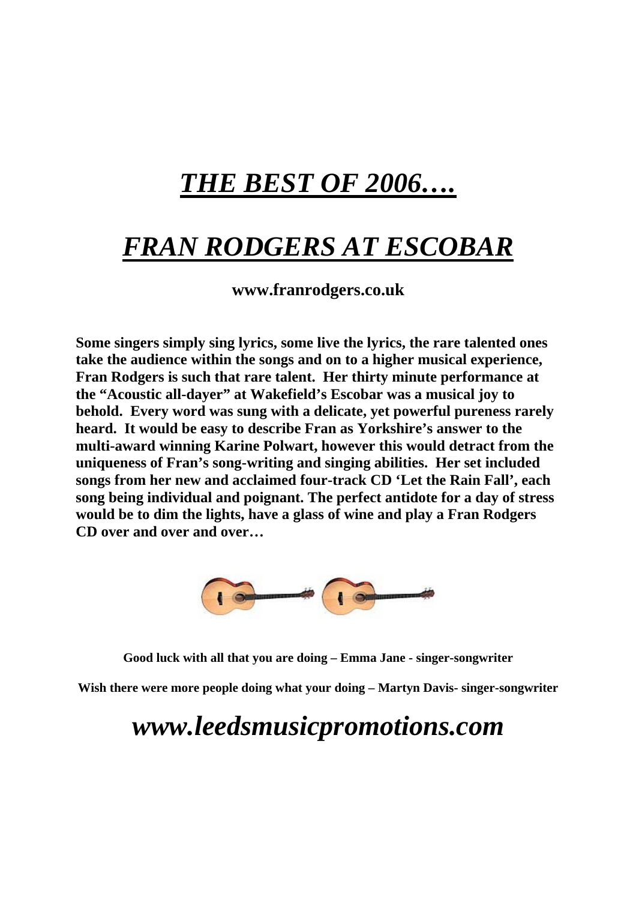# ***THE BEST OF 2006….***

# ***FRAN RODGERS AT ESCOBAR***

**www.franrodgers.co.uk**

**Some singers simply sing lyrics, some live the lyrics, the rare talented ones take the audience within the songs and on to a higher musical experience, Fran Rodgers is such that rare talent. Her thirty minute performance at the "Acoustic all-dayer" at Wakefield's Escobar was a musical joy to behold. Every word was sung with a delicate, yet powerful pureness rarely heard. It would be easy to describe Fran as Yorkshire's answer to the multi-award winning Karine Polwart, however this would detract from the uniqueness of Fran's song-writing and singing abilities. Her set included songs from her new and acclaimed four-track CD 'Let the Rain Fall', each song being individual and poignant. The perfect antidote for a day of stress would be to dim the lights, have a glass of wine and play a Fran Rodgers CD over and over and over…**

**Good luck with all that you are doing – Emma Jane - singer-songwriter**

**Wish there were more people doing what your doing – Martyn Davis- singer-songwriter**

## ***www.leedsmusicpromotions.com***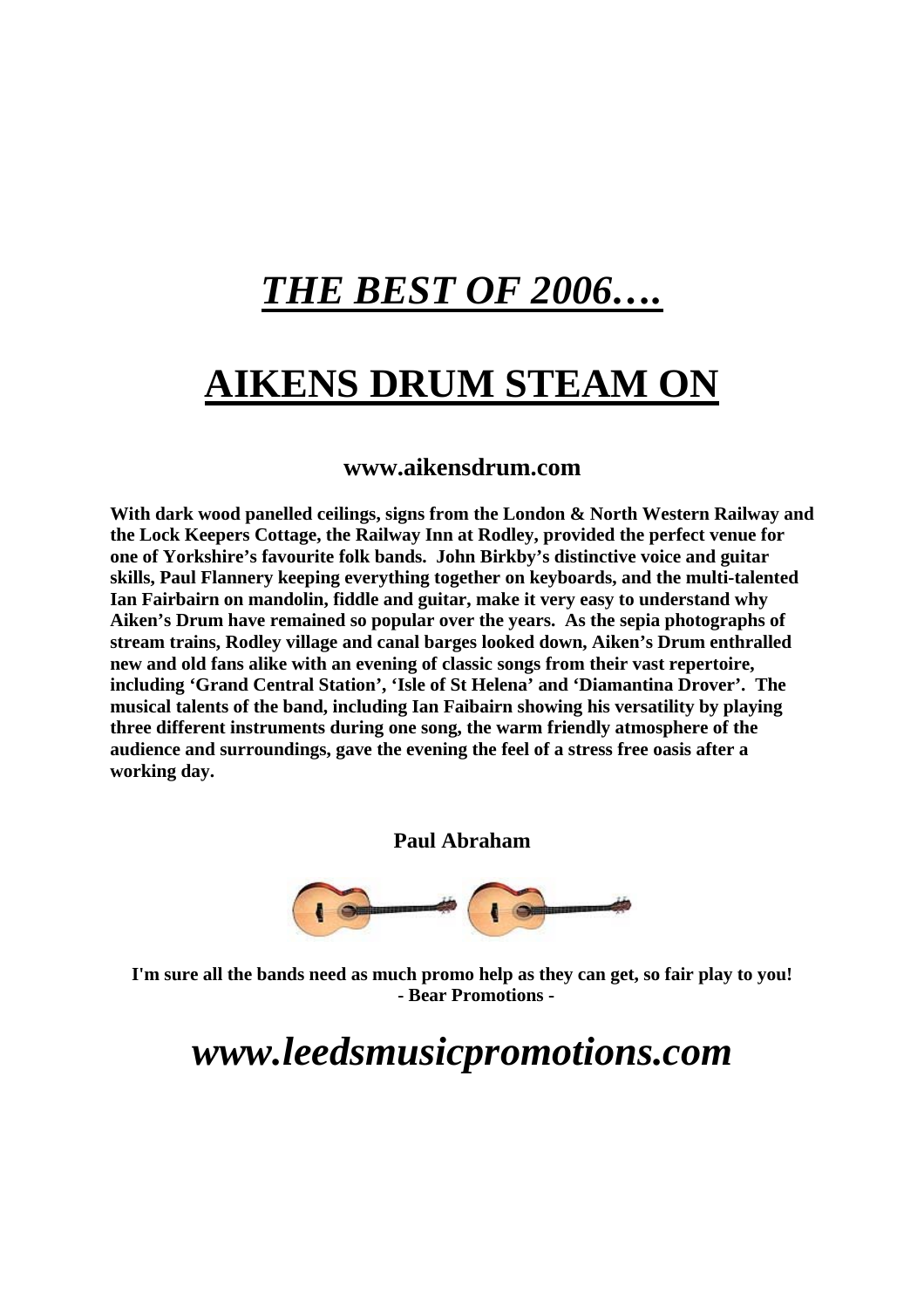# *THE BEST OF 2006….*

# AIKENS DRUM STEAM ON

**www.aikensdrum.com**

**With dark wood panelled ceilings, signs from the London & North Western Railway and the Lock Keepers Cottage, the Railway Inn at Rodley, provided the perfect venue for one of Yorkshire's favourite folk bands. John Birkby's distinctive voice and guitar skills, Paul Flannery keeping everything together on keyboards, and the multi-talented Ian Fairbairn on mandolin, fiddle and guitar, make it very easy to understand why Aiken's Drum have remained so popular over the years. As the sepia photographs of stream trains, Rodley village and canal barges looked down, Aiken's Drum enthralled new and old fans alike with an evening of classic songs from their vast repertoire, including 'Grand Central Station', 'Isle of St Helena' and 'Diamantina Drover'. The musical talents of the band, including Ian Faibairn showing his versatility by playing three different instruments during one song, the warm friendly atmosphere of the audience and surroundings, gave the evening the feel of a stress free oasis after a working day.**

**Paul Abraham**

**I'm sure all the bands need as much promo help as they can get, so fair play to you!**
**- Bear Promotions -**

## *www.leedsmusicpromotions.com*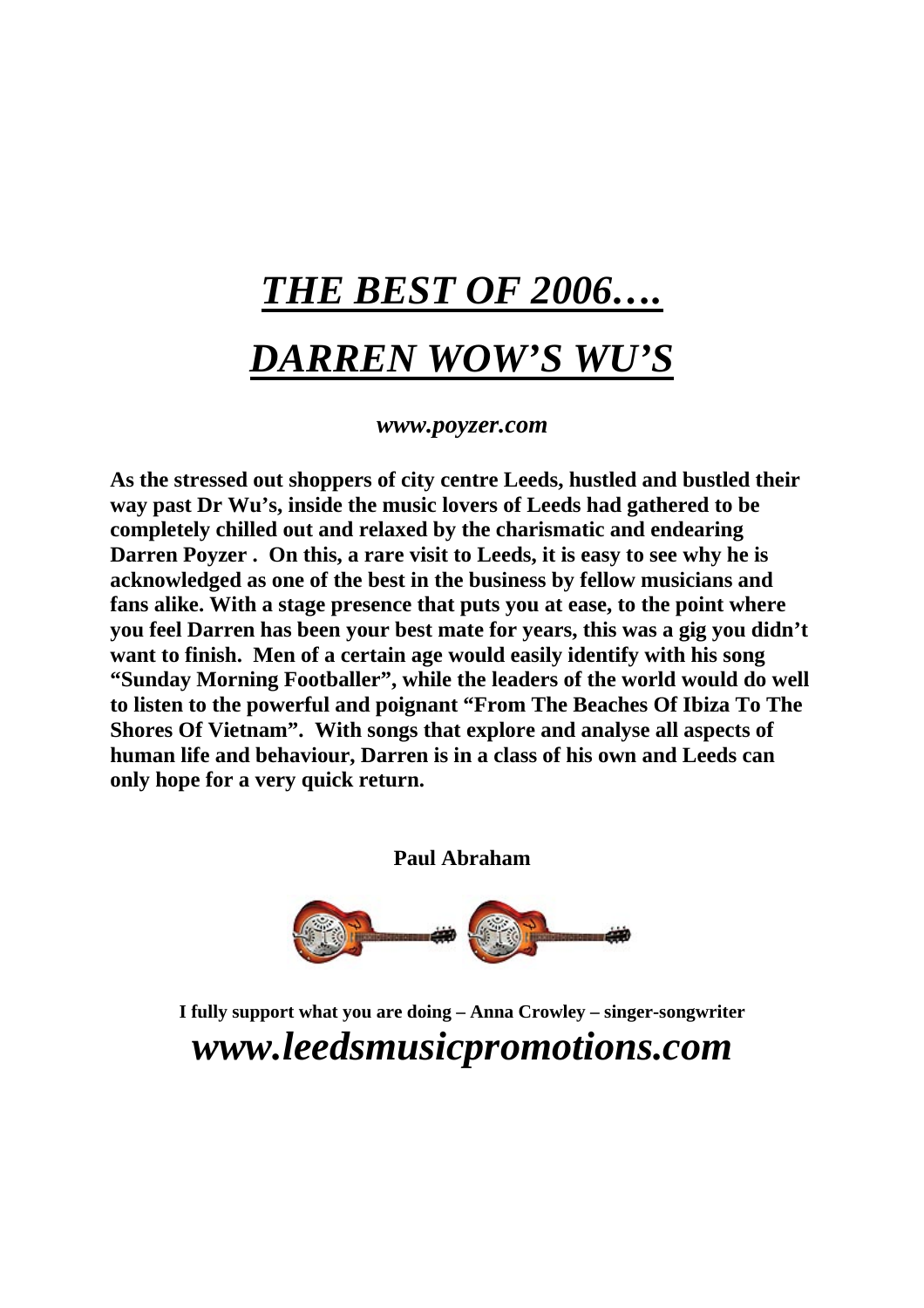# ***THE BEST OF 2006….***

# ***DARREN WOW'S WU'S***

***www.poyzer.com***

**As the stressed out shoppers of city centre Leeds, hustled and bustled their way past Dr Wu's, inside the music lovers of Leeds had gathered to be completely chilled out and relaxed by the charismatic and endearing Darren Poyzer . On this, a rare visit to Leeds, it is easy to see why he is acknowledged as one of the best in the business by fellow musicians and fans alike. With a stage presence that puts you at ease, to the point where you feel Darren has been your best mate for years, this was a gig you didn't want to finish. Men of a certain age would easily identify with his song "Sunday Morning Footballer", while the leaders of the world would do well to listen to the powerful and poignant "From The Beaches Of Ibiza To The Shores Of Vietnam". With songs that explore and analyse all aspects of human life and behaviour, Darren is in a class of his own and Leeds can only hope for a very quick return.**

**Paul Abraham**

**I fully support what you are doing – Anna Crowley – singer-songwriter**

***www.leedsmusicpromotions.com***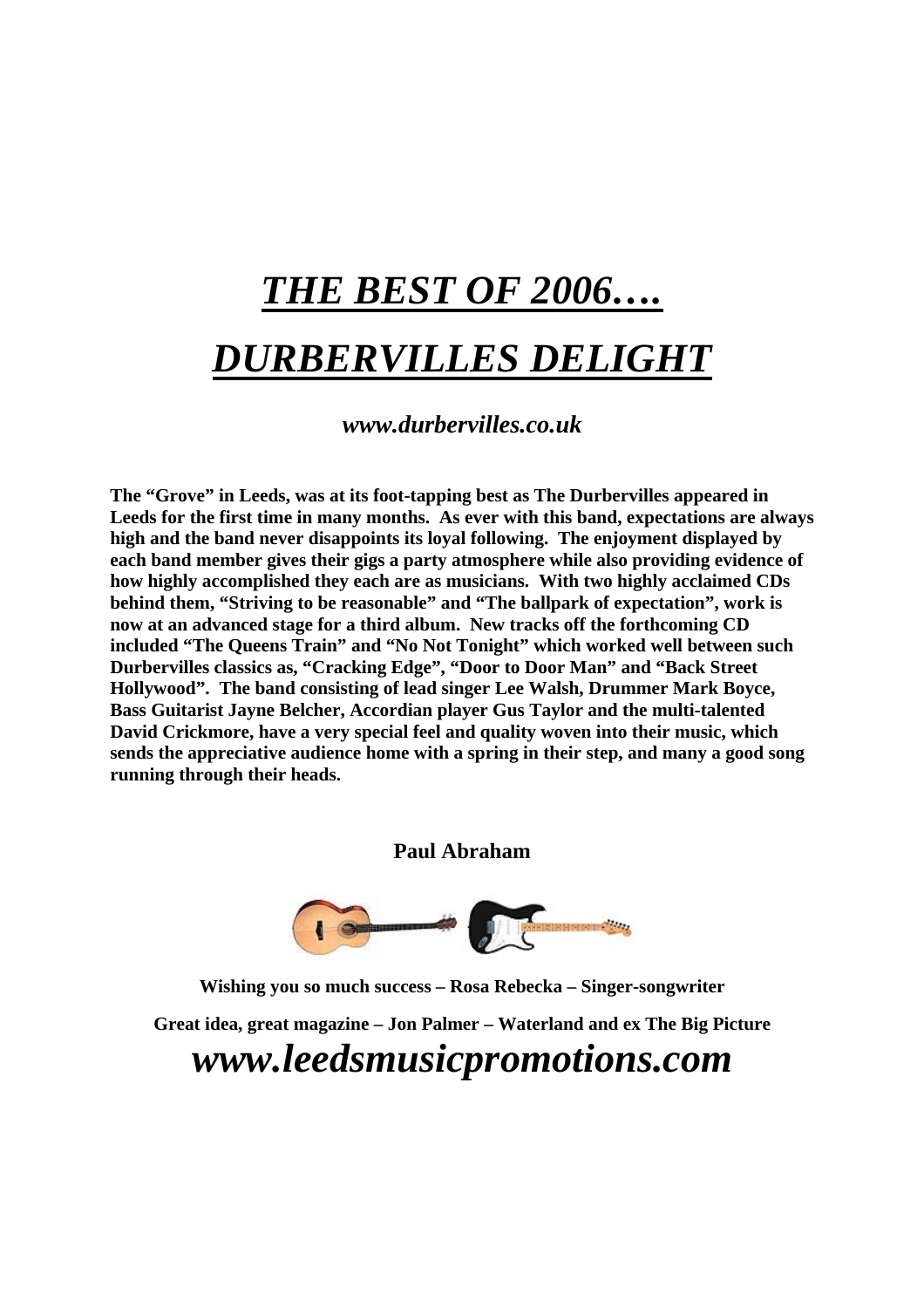# ***THE BEST OF 2006….***

# ***DURBERVILLES DELIGHT***

***www.durbervilles.co.uk***

**The "Grove" in Leeds, was at its foot-tapping best as The Durbervilles appeared in Leeds for the first time in many months. As ever with this band, expectations are always high and the band never disappoints its loyal following. The enjoyment displayed by each band member gives their gigs a party atmosphere while also providing evidence of how highly accomplished they each are as musicians. With two highly acclaimed CDs behind them, "Striving to be reasonable" and "The ballpark of expectation", work is now at an advanced stage for a third album. New tracks off the forthcoming CD included "The Queens Train" and "No Not Tonight" which worked well between such Durbervilles classics as, "Cracking Edge", "Door to Door Man" and "Back Street Hollywood". The band consisting of lead singer Lee Walsh, Drummer Mark Boyce, Bass Guitarist Jayne Belcher, Accordian player Gus Taylor and the multi-talented David Crickmore, have a very special feel and quality woven into their music, which sends the appreciative audience home with a spring in their step, and many a good song running through their heads.**

**Paul Abraham**

**Wishing you so much success – Rosa Rebecka – Singer-songwriter**

**Great idea, great magazine – Jon Palmer – Waterland and ex The Big Picture**

***www.leedsmusicpromotions.com***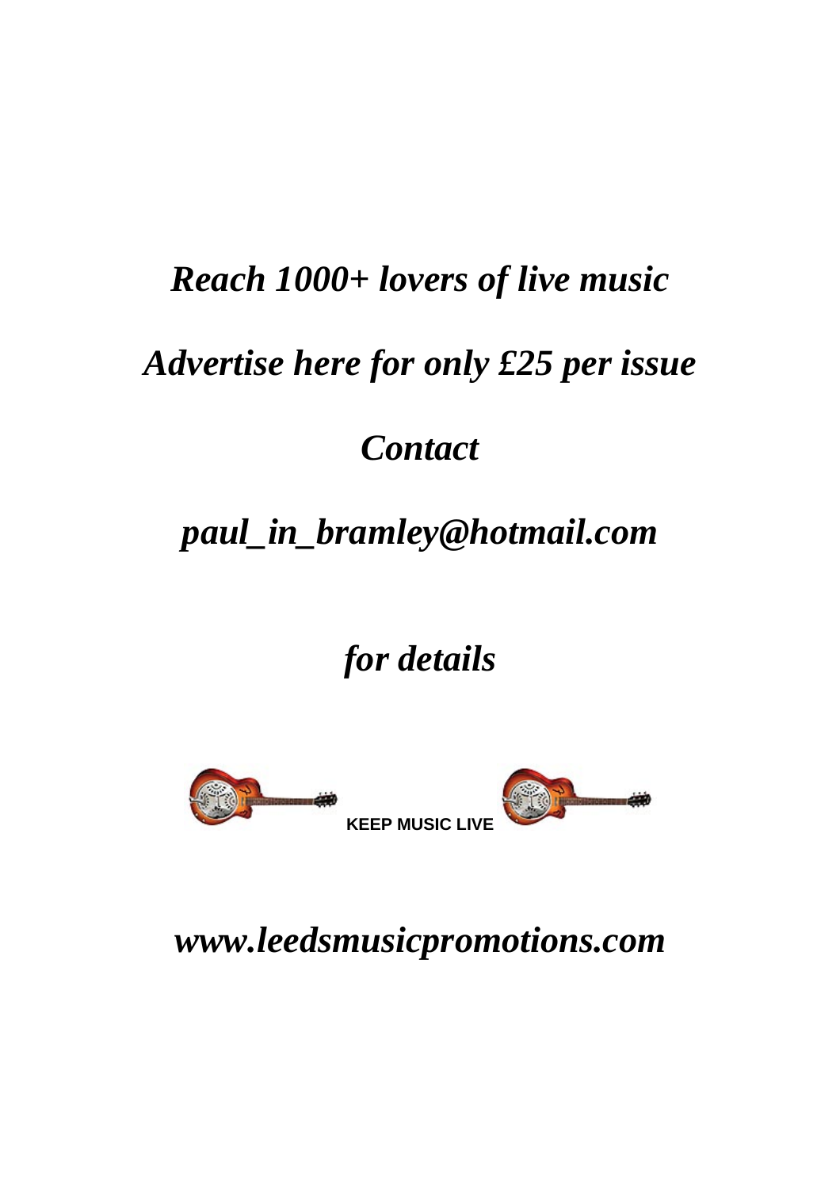*Reach 1000+ lovers of live music*

*Advertise here for only £25 per issue*

*Contact*

*paul_in_bramley@hotmail.com*

*for details*

**KEEP MUSIC LIVE**

*www.leedsmusicpromotions.com*